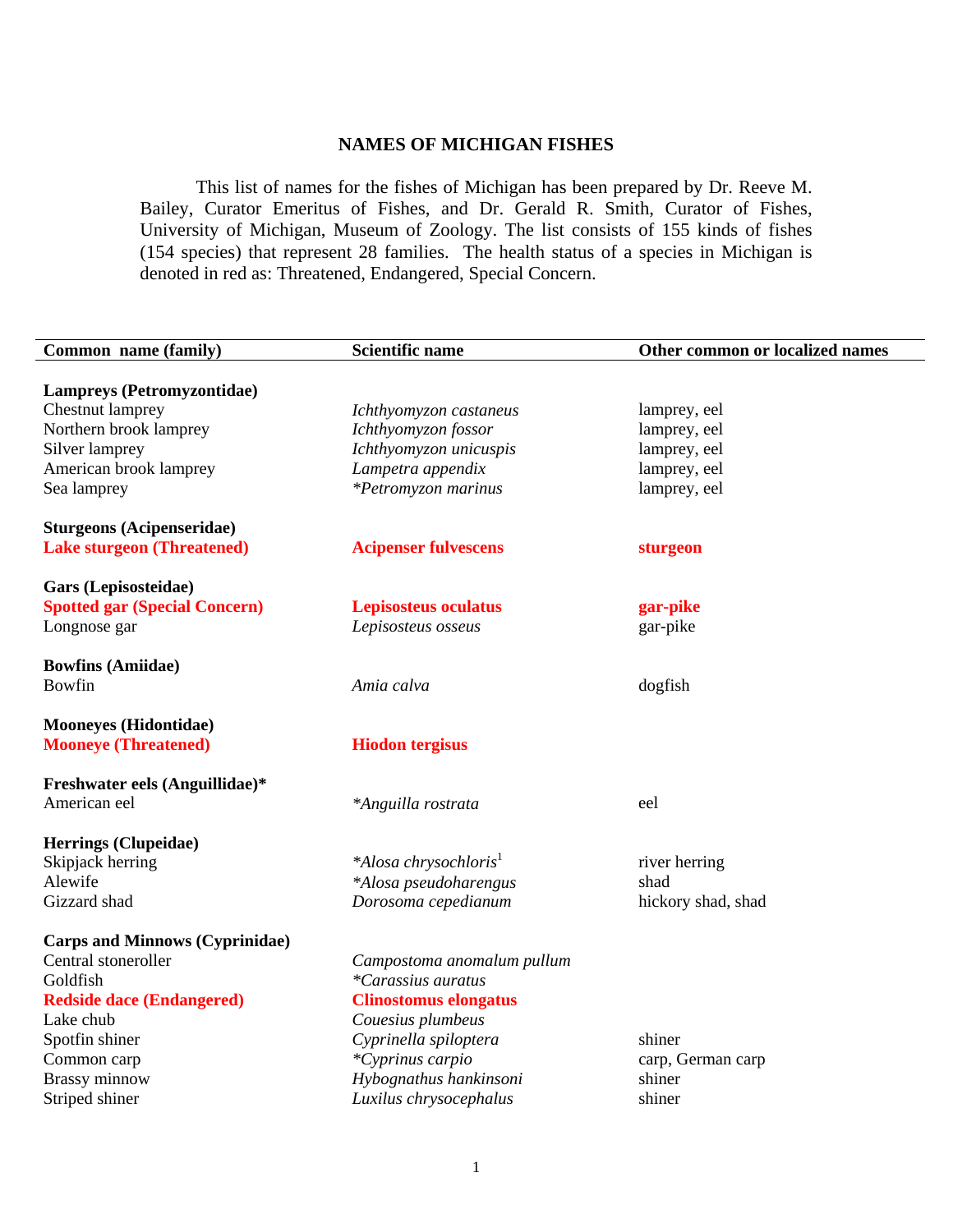# NAMES OF MICHIGAN FISHES

This list of names for the fishes of Michigan has been prepared by Dr. Reeve M. Bailey, Curator Emeritus of Fishes, and Dr. Gerald R. Smith, Curator of Fishes, University of Michigan, Museum of Zoology. The list consists of 155 kinds of fishes (154 species) that represent 28 families. The health status of a species in Michigan is denoted in red as: Threatened, Endangered, Special Concern.

| Common name (family) | Scientific name | Other common or localized names |
|---|---|---|
| **Lampreys (Petromyzontidae)** | | |
| Chestnut lamprey | *Ichthyomyzon castaneus* | lamprey, eel |
| Northern brook lamprey | *Ichthyomyzon fossor* | lamprey, eel |
| Silver lamprey | *Ichthyomyzon unicuspis* | lamprey, eel |
| American brook lamprey | *Lampetra appendix* | lamprey, eel |
| Sea lamprey | **Petromyzon marinus* | lamprey, eel |
| **Sturgeons (Acipenseridae)** | | |
| **Lake sturgeon (Threatened)** | **Acipenser fulvescens** | **sturgeon** |
| **Gars (Lepisosteidae)** | | |
| **Spotted gar (Special Concern)** | **Lepisosteus oculatus** | **gar-pike** |
| Longnose gar | *Lepisosteus osseus* | gar-pike |
| **Bowfins (Amiidae)** | | |
| Bowfin | *Amia calva* | dogfish |
| **Mooneyes (Hidontidae)** | | |
| **Mooneye (Threatened)** | **Hiodon tergisus** | |
| **Freshwater eels (Anguillidae)*** | | |
| American eel | **Anguilla rostrata* | eel |
| **Herrings (Clupeidae)** | | |
| Skipjack herring | **Alosa chrysochloris*[1] | river herring |
| Alewife | **Alosa pseudoharengus* | shad |
| Gizzard shad | *Dorosoma cepedianum* | hickory shad, shad |
| **Carps and Minnows (Cyprinidae)** | | |
| Central stoneroller | *Campostoma anomalum pullum* | |
| Goldfish | **Carassius auratus* | |
| **Redside dace (Endangered)** | **Clinostomus elongatus** | |
| Lake chub | *Couesius plumbeus* | |
| Spotfin shiner | *Cyprinella spiloptera* | shiner |
| Common carp | **Cyprinus carpio* | carp, German carp |
| Brassy minnow | *Hybognathus hankinsoni* | shiner |
| Striped shiner | *Luxilus chrysocephalus* | shiner |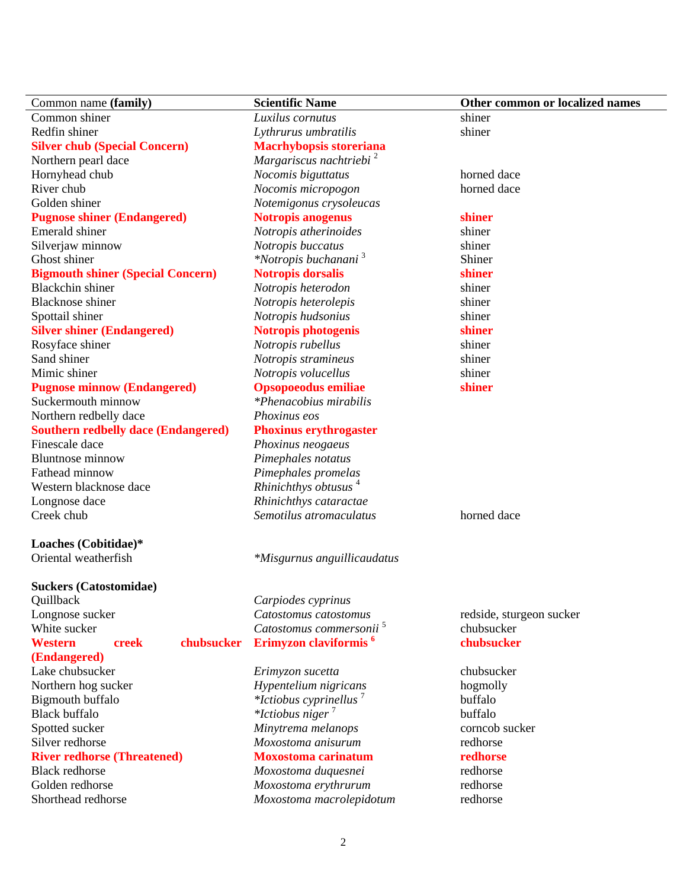| Common name **(family)** | **Scientific Name** | **Other common or localized names** |
|---|---|---|
| Common shiner | *Luxilus cornutus* | shiner |
| Redfin shiner | *Lythrurus umbratilis* | shiner |
| **Silver chub (Special Concern)** | **Macrhybopsis storeriana** | |
| Northern pearl dace | *Margariscus nachtriebi* [2] | |
| Hornyhead chub | *Nocomis biguttatus* | horned dace |
| River chub | *Nocomis micropogon* | horned dace |
| Golden shiner | *Notemigonus crysoleucas* | |
| **Pugnose shiner (Endangered)** | **Notropis anogenus** | **shiner** |
| Emerald shiner | *Notropis atherinoides* | shiner |
| Silverjaw minnow | *Notropis buccatus* | shiner |
| Ghost shiner | *\*Notropis buchanani* [3] | Shiner |
| **Bigmouth shiner (Special Concern)** | **Notropis dorsalis** | **shiner** |
| Blackchin shiner | *Notropis heterodon* | shiner |
| Blacknose shiner | *Notropis heterolepis* | shiner |
| Spottail shiner | *Notropis hudsonius* | shiner |
| **Silver shiner (Endangered)** | **Notropis photogenis** | **shiner** |
| Rosyface shiner | *Notropis rubellus* | shiner |
| Sand shiner | *Notropis stramineus* | shiner |
| Mimic shiner | *Notropis volucellus* | shiner |
| **Pugnose minnow (Endangered)** | **Opsopoeodus emiliae** | **shiner** |
| Suckermouth minnow | *\*Phenacobius mirabilis* | |
| Northern redbelly dace | *Phoxinus eos* | |
| **Southern redbelly dace (Endangered)** | **Phoxinus erythrogaster** | |
| Finescale dace | *Phoxinus neogaeus* | |
| Bluntnose minnow | *Pimephales notatus* | |
| Fathead minnow | *Pimephales promelas* | |
| Western blacknose dace | *Rhinichthys obtusus* [4] | |
| Longnose dace | *Rhinichthys cataractae* | |
| Creek chub | *Semotilus atromaculatus* | horned dace |
| | | |
| **Loaches (Cobitidae)\*** | | |
| Oriental weatherfish | *\*Misgurnus anguillicaudatus* | |
| | | |
| **Suckers (Catostomidae)** | | |
| Quillback | *Carpiodes cyprinus* | |
| Longnose sucker | *Catostomus catostomus* | redside, sturgeon sucker |
| White sucker | *Catostomus commersonii* [5] | chubsucker |
| **Western creek chubsucker (Endangered)** | **Erimyzon claviformis** [6] | **chubsucker** |
| Lake chubsucker | *Erimyzon sucetta* | chubsucker |
| Northern hog sucker | *Hypentelium nigricans* | hogmolly |
| Bigmouth buffalo | *\*Ictiobus cyprinellus* [7] | buffalo |
| Black buffalo | *\*Ictiobus niger* [7] | buffalo |
| Spotted sucker | *Minytrema melanops* | corncob sucker |
| Silver redhorse | *Moxostoma anisurum* | redhorse |
| **River redhorse (Threatened)** | **Moxostoma carinatum** | **redhorse** |
| Black redhorse | *Moxostoma duquesnei* | redhorse |
| Golden redhorse | *Moxostoma erythrurum* | redhorse |
| Shorthead redhorse | *Moxostoma macrolepidotum* | redhorse |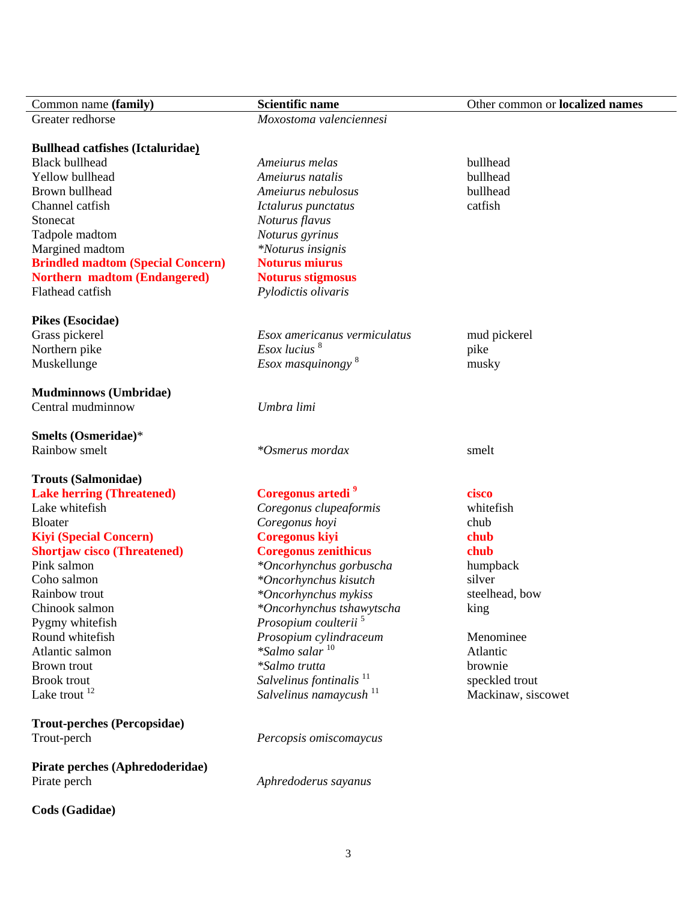| Common name **(family)** | **Scientific name** | Other common or **localized names** |
|---|---|---|
| Greater redhorse | *Moxostoma valenciennesi* | |
| | | |
| **Bullhead catfishes (Ictaluridae)** | | |
| Black bullhead | *Ameiurus melas* | bullhead |
| Yellow bullhead | *Ameiurus natalis* | bullhead |
| Brown bullhead | *Ameiurus nebulosus* | bullhead |
| Channel catfish | *Ictalurus punctatus* | catfish |
| Stonecat | *Noturus flavus* | |
| Tadpole madtom | *Noturus gyrinus* | |
| Margined madtom | **Noturus insignis* | |
| **Brindled madtom (Special Concern)** | **Noturus miurus** | |
| **Northern madtom (Endangered)** | **Noturus stigmosus** | |
| Flathead catfish | *Pylodictis olivaris* | |
| | | |
| **Pikes (Esocidae)** | | |
| Grass pickerel | *Esox americanus vermiculatus* | mud pickerel |
| Northern pike | *Esox lucius* [8] | pike |
| Muskellunge | *Esox masquinongy* [8] | musky |
| | | |
| **Mudminnows (Umbridae)** | | |
| Central mudminnow | *Umbra limi* | |
| | | |
| **Smelts (Osmeridae)*** | | |
| Rainbow smelt | **Osmerus mordax* | smelt |
| | | |
| **Trouts (Salmonidae)** | | |
| **Lake herring (Threatened)** | **Coregonus artedi** [9] | **cisco** |
| Lake whitefish | *Coregonus clupeaformis* | whitefish |
| Bloater | *Coregonus hoyi* | chub |
| **Kiyi (Special Concern)** | **Coregonus kiyi** | **chub** |
| **Shortjaw cisco (Threatened)** | **Coregonus zenithicus** | **chub** |
| Pink salmon | **Oncorhynchus gorbuscha* | humpback |
| Coho salmon | **Oncorhynchus kisutch* | silver |
| Rainbow trout | **Oncorhynchus mykiss* | steelhead, bow |
| Chinook salmon | **Oncorhynchus tshawytscha* | king |
| Pygmy whitefish | *Prosopium coulterii* [5] | |
| Round whitefish | *Prosopium cylindraceum* | Menominee |
| Atlantic salmon | **Salmo salar* [10] | Atlantic |
| Brown trout | **Salmo trutta* | brownie |
| Brook trout | *Salvelinus fontinalis* [11] | speckled trout |
| Lake trout [12] | *Salvelinus namaycush* [11] | Mackinaw, siscowet |
| | | |
| **Trout-perches (Percopsidae)** | | |
| Trout-perch | *Percopsis omiscomaycus* | |
| | | |
| **Pirate perches (Aphredoderidae)** | | |
| Pirate perch | *Aphredoderus sayanus* | |
| | | |
| **Cods (Gadidae)** | | |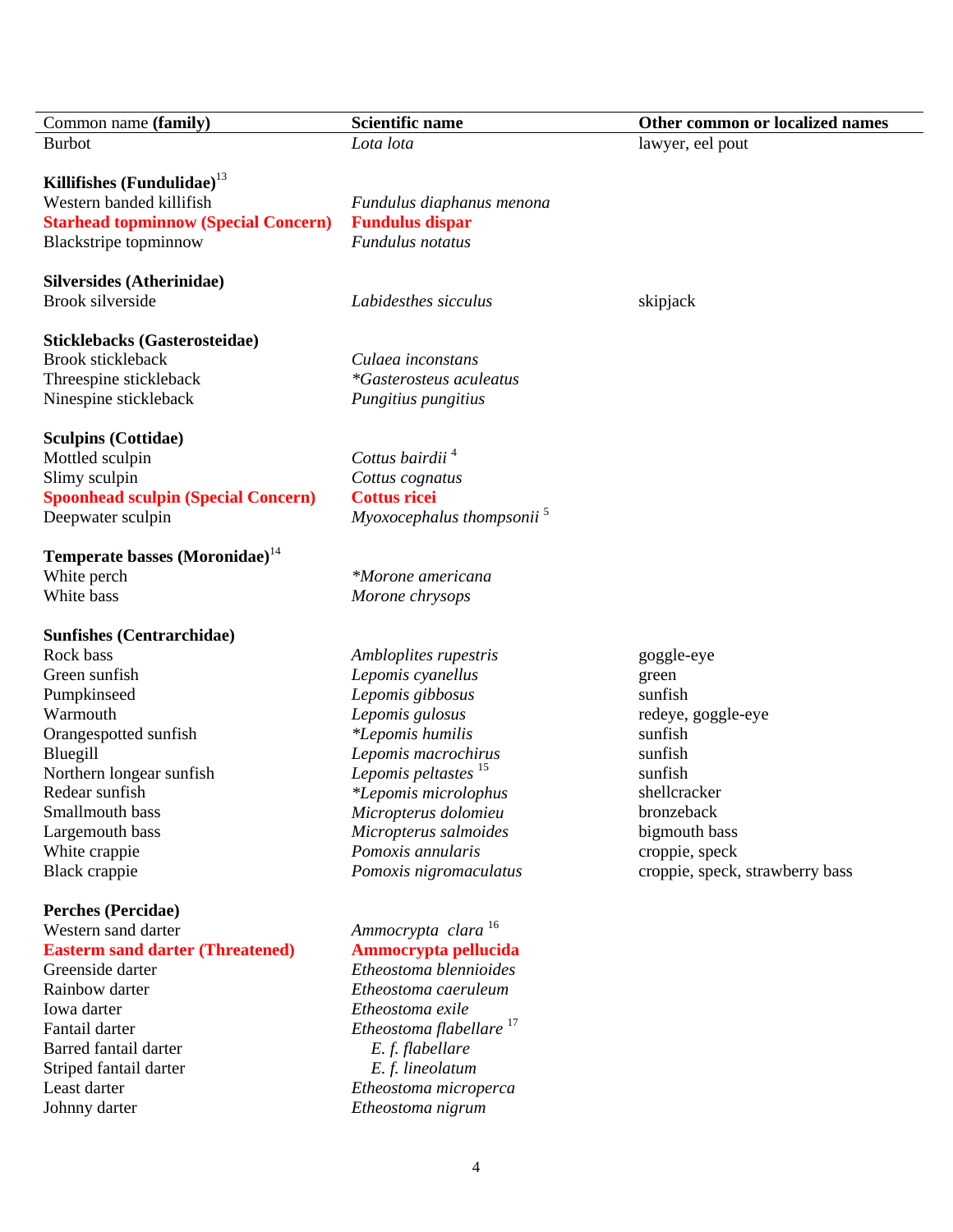| Common name **(family)** | **Scientific name** | **Other common or localized names** |
|---|---|---|
| Burbot | *Lota lota* | lawyer, eel pout |
| | | |
| **Killifishes (Fundulidae)**[13] | | |
| Western banded killifish | *Fundulus diaphanus menona* | |
| **Starhead topminnow (Special Concern)** | ***Fundulus dispar*** | |
| Blackstripe topminnow | *Fundulus notatus* | |
| | | |
| **Silversides (Atherinidae)** | | |
| Brook silverside | *Labidesthes sicculus* | skipjack |
| | | |
| **Sticklebacks (Gasterosteidae)** | | |
| Brook stickleback | *Culaea inconstans* | |
| Threespine stickleback | *\*Gasterosteus aculeatus* | |
| Ninespine stickleback | *Pungitius pungitius* | |
| | | |
| **Sculpins (Cottidae)** | | |
| Mottled sculpin | *Cottus bairdii* [4] | |
| Slimy sculpin | *Cottus cognatus* | |
| **Spoonhead sculpin (Special Concern)** | **Cottus ricei** | |
| Deepwater sculpin | *Myoxocephalus thompsonii* [5] | |
| | | |
| **Temperate basses (Moronidae)**[14] | | |
| White perch | *\*Morone americana* | |
| White bass | *Morone chrysops* | |
| | | |
| **Sunfishes (Centrarchidae)** | | |
| Rock bass | *Ambloplites rupestris* | goggle-eye |
| Green sunfish | *Lepomis cyanellus* | green |
| Pumpkinseed | *Lepomis gibbosus* | sunfish |
| Warmouth | *Lepomis gulosus* | redeye, goggle-eye |
| Orangespotted sunfish | *\*Lepomis humilis* | sunfish |
| Bluegill | *Lepomis macrochirus* | sunfish |
| Northern longear sunfish | *Lepomis peltastes* [15] | sunfish |
| Redear sunfish | *\*Lepomis microlophus* | shellcracker |
| Smallmouth bass | *Micropterus dolomieu* | bronzeback |
| Largemouth bass | *Micropterus salmoides* | bigmouth bass |
| White crappie | *Pomoxis annularis* | croppie, speck |
| Black crappie | *Pomoxis nigromaculatus* | croppie, speck, strawberry bass |
| | | |
| **Perches (Percidae)** | | |
| Western sand darter | *Ammocrypta clara* [16] | |
| **Easterm sand darter (Threatened)** | **Ammocrypta pellucida** | |
| Greenside darter | *Etheostoma blennioides* | |
| Rainbow darter | *Etheostoma caeruleum* | |
| Iowa darter | *Etheostoma exile* | |
| Fantail darter | *Etheostoma flabellare* [17] | |
| Barred fantail darter | *E. f. flabellare* | |
| Striped fantail darter | *E. f. lineolatum* | |
| Least darter | *Etheostoma microperca* | |
| Johnny darter | *Etheostoma nigrum* | |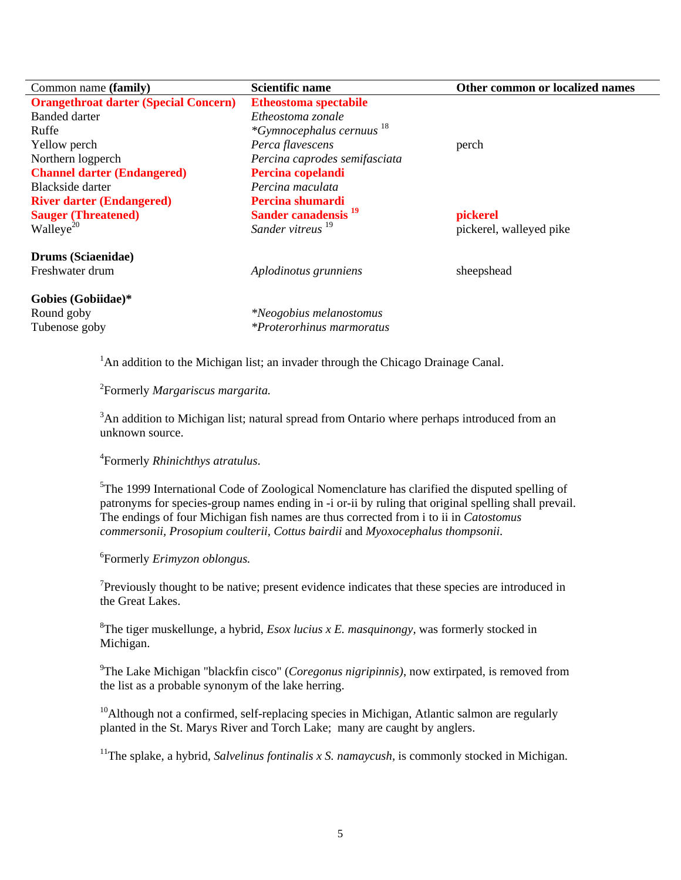| Common name **(family)** | Scientific name | Other common or localized names |
| --- | --- | --- |
| **Orangethroat darter (Special Concern)** | ***Etheostoma spectabile*** | |
| Banded darter | *Etheostoma zonale* | |
| Ruffe | *\*Gymnocephalus cernuus* [18] | |
| Yellow perch | *Perca flavescens* | perch |
| Northern logperch | *Percina caprodes semifasciata* | |
| **Channel darter (Endangered)** | ***Percina copelandi*** | |
| Blackside darter | *Percina maculata* | |
| **River darter (Endangered)** | ***Percina shumardi*** | |
| **Sauger (Threatened)** | ***Sander canadensis*** [19] | **pickerel** |
| Walleye[20] | *Sander vitreus* [19] | pickerel, walleyed pike |
| | | |
| **Drums (Sciaenidae)** | | |
| Freshwater drum | *Aplodinotus grunniens* | sheepshead |
| | | |
| **Gobies (Gobiidae)\*** | | |
| Round goby | *\*Neogobius melanostomus* | |
| Tubenose goby | *\*Proterorhinus marmoratus* | |

[1]An addition to the Michigan list; an invader through the Chicago Drainage Canal.

[2]Formerly *Margariscus margarita.*

[3]An addition to Michigan list; natural spread from Ontario where perhaps introduced from an unknown source.

[4]Formerly *Rhinichthys atratulus.*

[5]The 1999 International Code of Zoological Nomenclature has clarified the disputed spelling of patronyms for species-group names ending in -i or-ii by ruling that original spelling shall prevail. The endings of four Michigan fish names are thus corrected from i to ii in *Catostomus commersonii*, *Prosopium coulterii*, *Cottus bairdii* and *Myoxocephalus thompsonii.*

[6]Formerly *Erimyzon oblongus.*

[7]Previously thought to be native; present evidence indicates that these species are introduced in the Great Lakes.

[8]The tiger muskellunge, a hybrid, *Esox lucius x E. masquinongy*, was formerly stocked in Michigan.

[9]The Lake Michigan "blackfin cisco" (*Coregonus nigripinnis)*, now extirpated, is removed from the list as a probable synonym of the lake herring.

[10]Although not a confirmed, self-replacing species in Michigan, Atlantic salmon are regularly planted in the St. Marys River and Torch Lake; many are caught by anglers.

[11]The splake, a hybrid, *Salvelinus fontinalis x S. namaycush*, is commonly stocked in Michigan.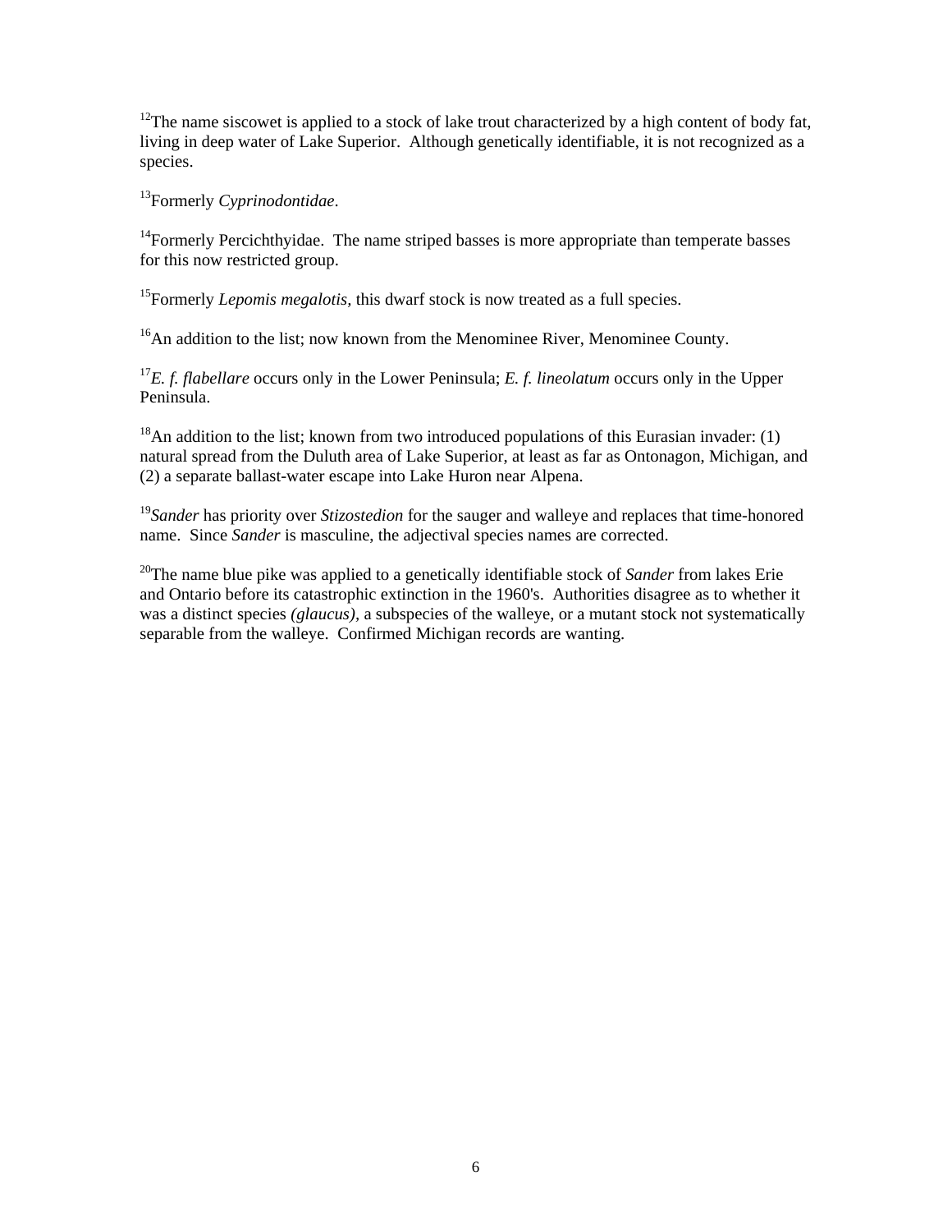[12]The name siscowet is applied to a stock of lake trout characterized by a high content of body fat, living in deep water of Lake Superior. Although genetically identifiable, it is not recognized as a species.

[13]Formerly *Cyprinodontidae*.

[14]Formerly Percichthyidae. The name striped basses is more appropriate than temperate basses for this now restricted group.

[15]Formerly *Lepomis megalotis,* this dwarf stock is now treated as a full species.

[16]An addition to the list; now known from the Menominee River, Menominee County.

[17]*E. f. flabellare* occurs only in the Lower Peninsula; *E. f. lineolatum* occurs only in the Upper Peninsula.

[18]An addition to the list; known from two introduced populations of this Eurasian invader: (1) natural spread from the Duluth area of Lake Superior, at least as far as Ontonagon, Michigan, and (2) a separate ballast-water escape into Lake Huron near Alpena.

[19]*Sander* has priority over *Stizostedion* for the sauger and walleye and replaces that time-honored name. Since *Sander* is masculine, the adjectival species names are corrected.

[20]The name blue pike was applied to a genetically identifiable stock of *Sander* from lakes Erie and Ontario before its catastrophic extinction in the 1960's. Authorities disagree as to whether it was a distinct species *(glaucus)*, a subspecies of the walleye, or a mutant stock not systematically separable from the walleye. Confirmed Michigan records are wanting.